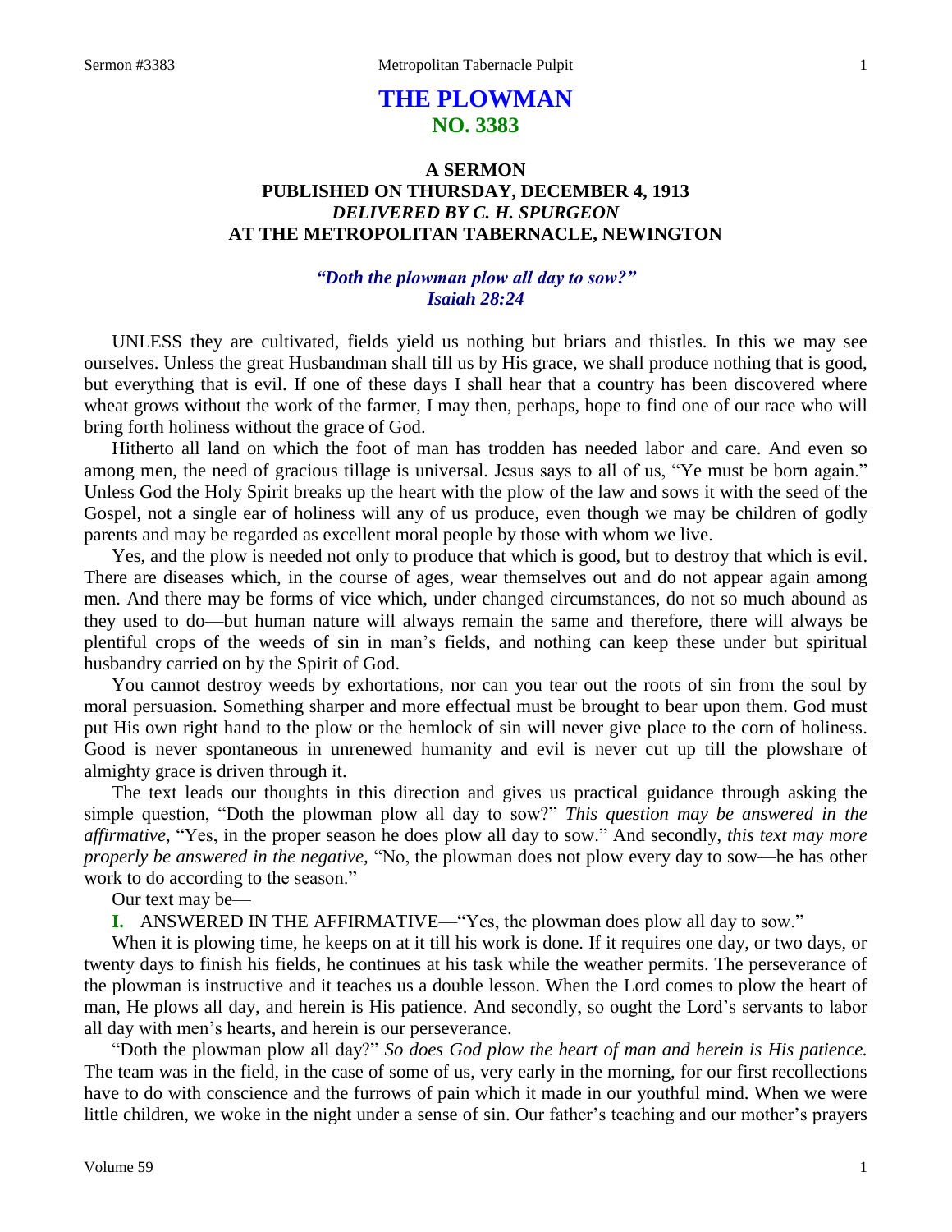# THE PLOWMAN
## NO. 3383

### A SERMON
### PUBLISHED ON THURSDAY, DECEMBER 4, 1913
### *DELIVERED BY C. H. SPURGEON*
### AT THE METROPOLITAN TABERNACLE, NEWINGTON

***"Doth the plowman plow all day to sow?"***
***Isaiah 28:24***

UNLESS they are cultivated, fields yield us nothing but briars and thistles. In this we may see ourselves. Unless the great Husbandman shall till us by His grace, we shall produce nothing that is good, but everything that is evil. If one of these days I shall hear that a country has been discovered where wheat grows without the work of the farmer, I may then, perhaps, hope to find one of our race who will bring forth holiness without the grace of God.

Hitherto all land on which the foot of man has trodden has needed labor and care. And even so among men, the need of gracious tillage is universal. Jesus says to all of us, "Ye must be born again." Unless God the Holy Spirit breaks up the heart with the plow of the law and sows it with the seed of the Gospel, not a single ear of holiness will any of us produce, even though we may be children of godly parents and may be regarded as excellent moral people by those with whom we live.

Yes, and the plow is needed not only to produce that which is good, but to destroy that which is evil. There are diseases which, in the course of ages, wear themselves out and do not appear again among men. And there may be forms of vice which, under changed circumstances, do not so much abound as they used to do—but human nature will always remain the same and therefore, there will always be plentiful crops of the weeds of sin in man's fields, and nothing can keep these under but spiritual husbandry carried on by the Spirit of God.

You cannot destroy weeds by exhortations, nor can you tear out the roots of sin from the soul by moral persuasion. Something sharper and more effectual must be brought to bear upon them. God must put His own right hand to the plow or the hemlock of sin will never give place to the corn of holiness. Good is never spontaneous in unrenewed humanity and evil is never cut up till the plowshare of almighty grace is driven through it.

The text leads our thoughts in this direction and gives us practical guidance through asking the simple question, "Doth the plowman plow all day to sow?" *This question may be answered in the affirmative*, "Yes, in the proper season he does plow all day to sow." And secondly, *this text may more properly be answered in the negative*, "No, the plowman does not plow every day to sow—he has other work to do according to the season."

Our text may be—

**I.** ANSWERED IN THE AFFIRMATIVE—"Yes, the plowman does plow all day to sow."

When it is plowing time, he keeps on at it till his work is done. If it requires one day, or two days, or twenty days to finish his fields, he continues at his task while the weather permits. The perseverance of the plowman is instructive and it teaches us a double lesson. When the Lord comes to plow the heart of man, He plows all day, and herein is His patience. And secondly, so ought the Lord's servants to labor all day with men's hearts, and herein is our perseverance.

"Doth the plowman plow all day?" *So does God plow the heart of man and herein is His patience.* The team was in the field, in the case of some of us, very early in the morning, for our first recollections have to do with conscience and the furrows of pain which it made in our youthful mind. When we were little children, we woke in the night under a sense of sin. Our father's teaching and our mother's prayers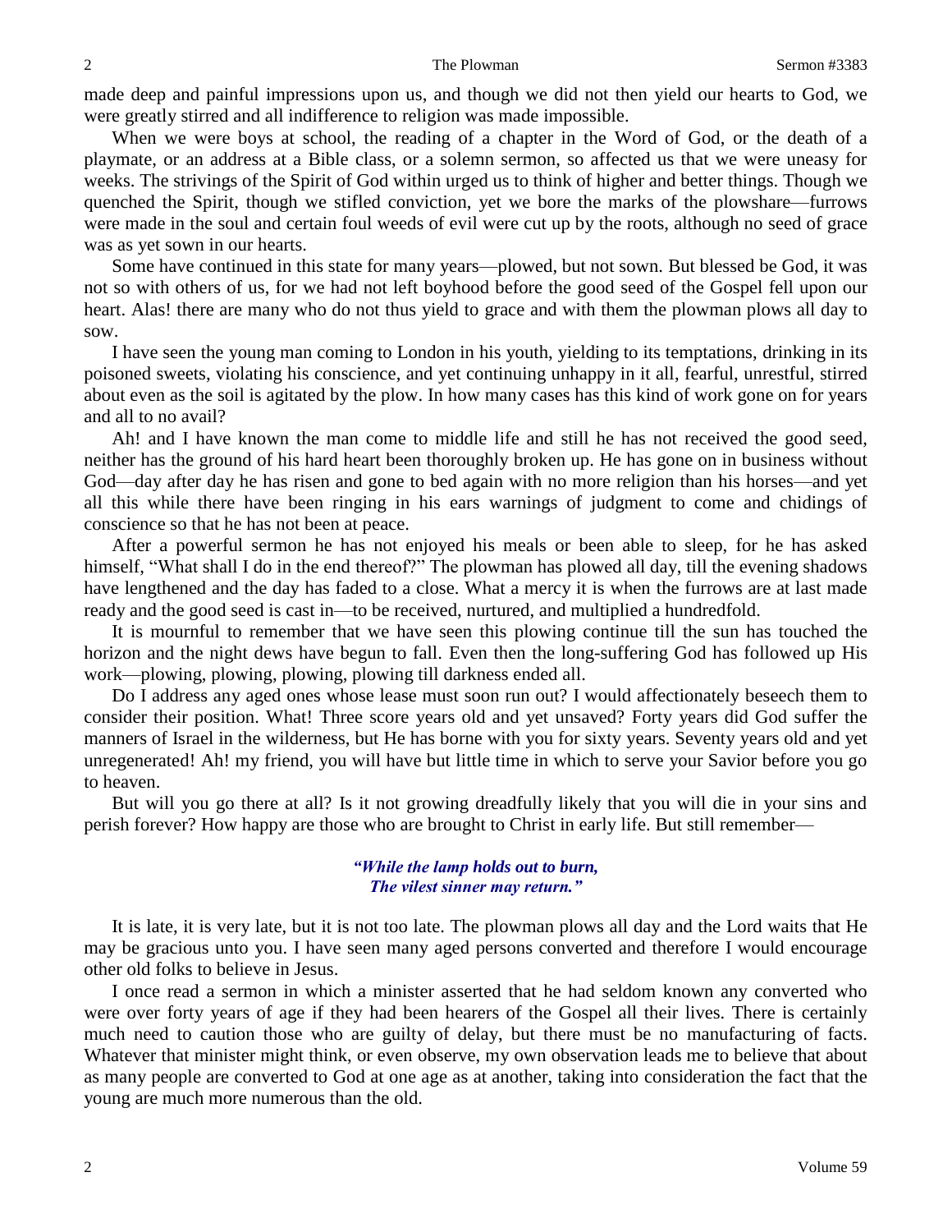made deep and painful impressions upon us, and though we did not then yield our hearts to God, we were greatly stirred and all indifference to religion was made impossible.

When we were boys at school, the reading of a chapter in the Word of God, or the death of a playmate, or an address at a Bible class, or a solemn sermon, so affected us that we were uneasy for weeks. The strivings of the Spirit of God within urged us to think of higher and better things. Though we quenched the Spirit, though we stifled conviction, yet we bore the marks of the plowshare—furrows were made in the soul and certain foul weeds of evil were cut up by the roots, although no seed of grace was as yet sown in our hearts.

Some have continued in this state for many years—plowed, but not sown. But blessed be God, it was not so with others of us, for we had not left boyhood before the good seed of the Gospel fell upon our heart. Alas! there are many who do not thus yield to grace and with them the plowman plows all day to sow.

I have seen the young man coming to London in his youth, yielding to its temptations, drinking in its poisoned sweets, violating his conscience, and yet continuing unhappy in it all, fearful, unrestful, stirred about even as the soil is agitated by the plow. In how many cases has this kind of work gone on for years and all to no avail?

Ah! and I have known the man come to middle life and still he has not received the good seed, neither has the ground of his hard heart been thoroughly broken up. He has gone on in business without God—day after day he has risen and gone to bed again with no more religion than his horses—and yet all this while there have been ringing in his ears warnings of judgment to come and chidings of conscience so that he has not been at peace.

After a powerful sermon he has not enjoyed his meals or been able to sleep, for he has asked himself, "What shall I do in the end thereof?" The plowman has plowed all day, till the evening shadows have lengthened and the day has faded to a close. What a mercy it is when the furrows are at last made ready and the good seed is cast in—to be received, nurtured, and multiplied a hundredfold.

It is mournful to remember that we have seen this plowing continue till the sun has touched the horizon and the night dews have begun to fall. Even then the long-suffering God has followed up His work—plowing, plowing, plowing, plowing till darkness ended all.

Do I address any aged ones whose lease must soon run out? I would affectionately beseech them to consider their position. What! Three score years old and yet unsaved? Forty years did God suffer the manners of Israel in the wilderness, but He has borne with you for sixty years. Seventy years old and yet unregenerated! Ah! my friend, you will have but little time in which to serve your Savior before you go to heaven.

But will you go there at all? Is it not growing dreadfully likely that you will die in your sins and perish forever? How happy are those who are brought to Christ in early life. But still remember—

> ***"While the lamp holds out to burn,***
> ***The vilest sinner may return."***

It is late, it is very late, but it is not too late. The plowman plows all day and the Lord waits that He may be gracious unto you. I have seen many aged persons converted and therefore I would encourage other old folks to believe in Jesus.

I once read a sermon in which a minister asserted that he had seldom known any converted who were over forty years of age if they had been hearers of the Gospel all their lives. There is certainly much need to caution those who are guilty of delay, but there must be no manufacturing of facts. Whatever that minister might think, or even observe, my own observation leads me to believe that about as many people are converted to God at one age as at another, taking into consideration the fact that the young are much more numerous than the old.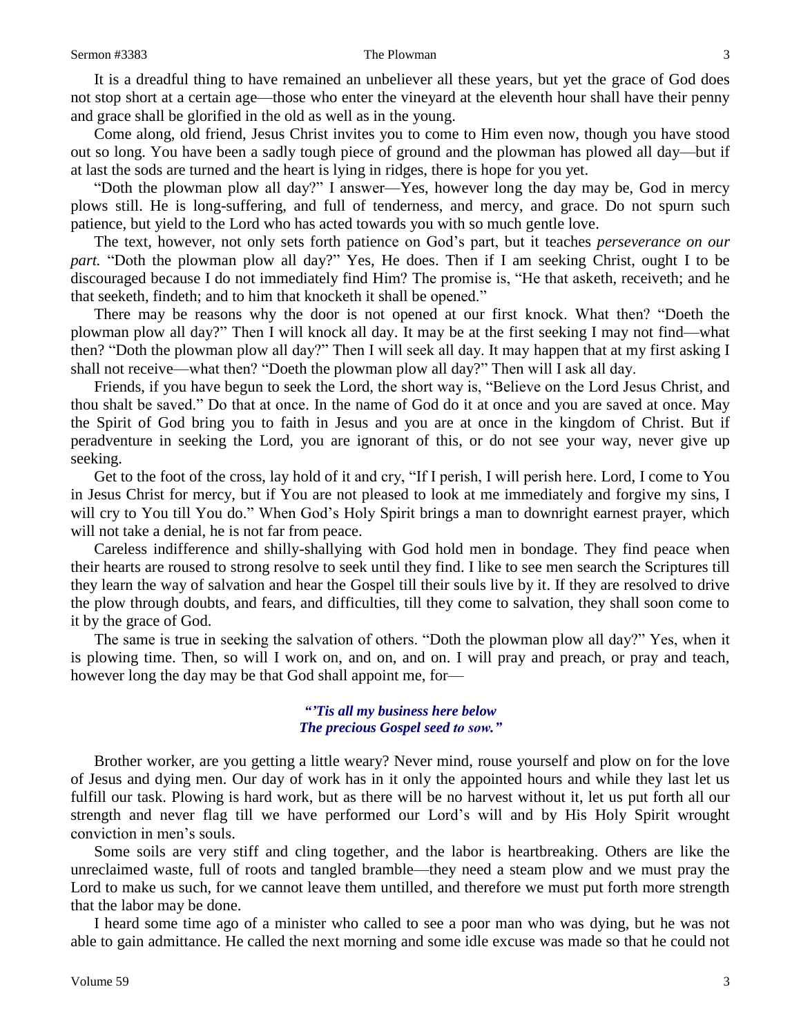It is a dreadful thing to have remained an unbeliever all these years, but yet the grace of God does not stop short at a certain age—those who enter the vineyard at the eleventh hour shall have their penny and grace shall be glorified in the old as well as in the young.

Come along, old friend, Jesus Christ invites you to come to Him even now, though you have stood out so long. You have been a sadly tough piece of ground and the plowman has plowed all day—but if at last the sods are turned and the heart is lying in ridges, there is hope for you yet.

"Doth the plowman plow all day?" I answer—Yes, however long the day may be, God in mercy plows still. He is long-suffering, and full of tenderness, and mercy, and grace. Do not spurn such patience, but yield to the Lord who has acted towards you with so much gentle love.

The text, however, not only sets forth patience on God's part, but it teaches *perseverance on our part.* "Doth the plowman plow all day?" Yes, He does. Then if I am seeking Christ, ought I to be discouraged because I do not immediately find Him? The promise is, "He that asketh, receiveth; and he that seeketh, findeth; and to him that knocketh it shall be opened."

There may be reasons why the door is not opened at our first knock. What then? "Doeth the plowman plow all day?" Then I will knock all day. It may be at the first seeking I may not find—what then? "Doth the plowman plow all day?" Then I will seek all day. It may happen that at my first asking I shall not receive—what then? "Doeth the plowman plow all day?" Then will I ask all day.

Friends, if you have begun to seek the Lord, the short way is, "Believe on the Lord Jesus Christ, and thou shalt be saved." Do that at once. In the name of God do it at once and you are saved at once. May the Spirit of God bring you to faith in Jesus and you are at once in the kingdom of Christ. But if peradventure in seeking the Lord, you are ignorant of this, or do not see your way, never give up seeking.

Get to the foot of the cross, lay hold of it and cry, "If I perish, I will perish here. Lord, I come to You in Jesus Christ for mercy, but if You are not pleased to look at me immediately and forgive my sins, I will cry to You till You do." When God's Holy Spirit brings a man to downright earnest prayer, which will not take a denial, he is not far from peace.

Careless indifference and shilly-shallying with God hold men in bondage. They find peace when their hearts are roused to strong resolve to seek until they find. I like to see men search the Scriptures till they learn the way of salvation and hear the Gospel till their souls live by it. If they are resolved to drive the plow through doubts, and fears, and difficulties, till they come to salvation, they shall soon come to it by the grace of God.

The same is true in seeking the salvation of others. "Doth the plowman plow all day?" Yes, when it is plowing time. Then, so will I work on, and on, and on. I will pray and preach, or pray and teach, however long the day may be that God shall appoint me, for—

*"'Tis all my business here below*
*The precious Gospel seed to sow."*

Brother worker, are you getting a little weary? Never mind, rouse yourself and plow on for the love of Jesus and dying men. Our day of work has in it only the appointed hours and while they last let us fulfill our task. Plowing is hard work, but as there will be no harvest without it, let us put forth all our strength and never flag till we have performed our Lord's will and by His Holy Spirit wrought conviction in men's souls.

Some soils are very stiff and cling together, and the labor is heartbreaking. Others are like the unreclaimed waste, full of roots and tangled bramble—they need a steam plow and we must pray the Lord to make us such, for we cannot leave them untilled, and therefore we must put forth more strength that the labor may be done.

I heard some time ago of a minister who called to see a poor man who was dying, but he was not able to gain admittance. He called the next morning and some idle excuse was made so that he could not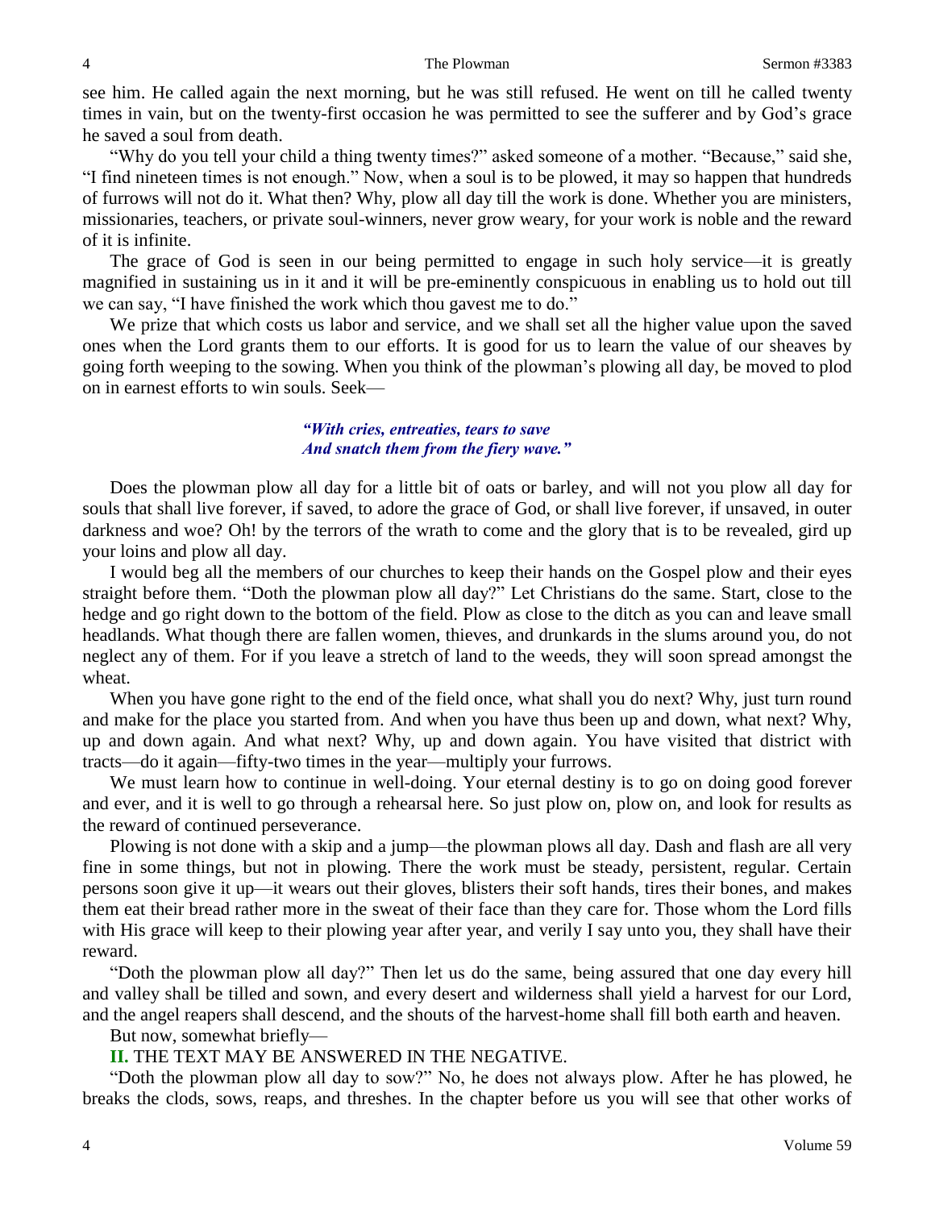see him. He called again the next morning, but he was still refused. He went on till he called twenty times in vain, but on the twenty-first occasion he was permitted to see the sufferer and by God's grace he saved a soul from death.

"Why do you tell your child a thing twenty times?" asked someone of a mother. "Because," said she, "I find nineteen times is not enough." Now, when a soul is to be plowed, it may so happen that hundreds of furrows will not do it. What then? Why, plow all day till the work is done. Whether you are ministers, missionaries, teachers, or private soul-winners, never grow weary, for your work is noble and the reward of it is infinite.

The grace of God is seen in our being permitted to engage in such holy service—it is greatly magnified in sustaining us in it and it will be pre-eminently conspicuous in enabling us to hold out till we can say, "I have finished the work which thou gavest me to do."

We prize that which costs us labor and service, and we shall set all the higher value upon the saved ones when the Lord grants them to our efforts. It is good for us to learn the value of our sheaves by going forth weeping to the sowing. When you think of the plowman's plowing all day, be moved to plod on in earnest efforts to win souls. Seek—

> ***"With cries, entreaties, tears to save***
> ***And snatch them from the fiery wave."***

Does the plowman plow all day for a little bit of oats or barley, and will not you plow all day for souls that shall live forever, if saved, to adore the grace of God, or shall live forever, if unsaved, in outer darkness and woe? Oh! by the terrors of the wrath to come and the glory that is to be revealed, gird up your loins and plow all day.

I would beg all the members of our churches to keep their hands on the Gospel plow and their eyes straight before them. "Doth the plowman plow all day?" Let Christians do the same. Start, close to the hedge and go right down to the bottom of the field. Plow as close to the ditch as you can and leave small headlands. What though there are fallen women, thieves, and drunkards in the slums around you, do not neglect any of them. For if you leave a stretch of land to the weeds, they will soon spread amongst the wheat.

When you have gone right to the end of the field once, what shall you do next? Why, just turn round and make for the place you started from. And when you have thus been up and down, what next? Why, up and down again. And what next? Why, up and down again. You have visited that district with tracts—do it again—fifty-two times in the year—multiply your furrows.

We must learn how to continue in well-doing. Your eternal destiny is to go on doing good forever and ever, and it is well to go through a rehearsal here. So just plow on, plow on, and look for results as the reward of continued perseverance.

Plowing is not done with a skip and a jump—the plowman plows all day. Dash and flash are all very fine in some things, but not in plowing. There the work must be steady, persistent, regular. Certain persons soon give it up—it wears out their gloves, blisters their soft hands, tires their bones, and makes them eat their bread rather more in the sweat of their face than they care for. Those whom the Lord fills with His grace will keep to their plowing year after year, and verily I say unto you, they shall have their reward.

"Doth the plowman plow all day?" Then let us do the same, being assured that one day every hill and valley shall be tilled and sown, and every desert and wilderness shall yield a harvest for our Lord, and the angel reapers shall descend, and the shouts of the harvest-home shall fill both earth and heaven.

But now, somewhat briefly—

**II.** THE TEXT MAY BE ANSWERED IN THE NEGATIVE.

"Doth the plowman plow all day to sow?" No, he does not always plow. After he has plowed, he breaks the clods, sows, reaps, and threshes. In the chapter before us you will see that other works of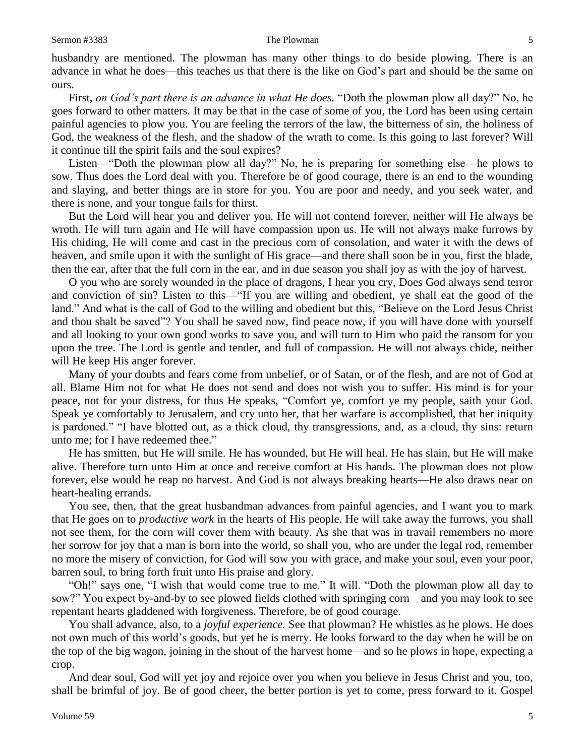husbandry are mentioned. The plowman has many other things to do beside plowing. There is an advance in what he does—this teaches us that there is the like on God's part and should be the same on ours.

First, *on God's part there is an advance in what He does.* "Doth the plowman plow all day?" No, he goes forward to other matters. It may be that in the case of some of you, the Lord has been using certain painful agencies to plow you. You are feeling the terrors of the law, the bitterness of sin, the holiness of God, the weakness of the flesh, and the shadow of the wrath to come. Is this going to last forever? Will it continue till the spirit fails and the soul expires?

Listen—"Doth the plowman plow all day?" No, he is preparing for something else—he plows to sow. Thus does the Lord deal with you. Therefore be of good courage, there is an end to the wounding and slaying, and better things are in store for you. You are poor and needy, and you seek water, and there is none, and your tongue fails for thirst.

But the Lord will hear you and deliver you. He will not contend forever, neither will He always be wroth. He will turn again and He will have compassion upon us. He will not always make furrows by His chiding, He will come and cast in the precious corn of consolation, and water it with the dews of heaven, and smile upon it with the sunlight of His grace—and there shall soon be in you, first the blade, then the ear, after that the full corn in the ear, and in due season you shall joy as with the joy of harvest.

O you who are sorely wounded in the place of dragons, I hear you cry, Does God always send terror and conviction of sin? Listen to this—"If you are willing and obedient, ye shall eat the good of the land." And what is the call of God to the willing and obedient but this, "Believe on the Lord Jesus Christ and thou shalt be saved"? You shall be saved now, find peace now, if you will have done with yourself and all looking to your own good works to save you, and will turn to Him who paid the ransom for you upon the tree. The Lord is gentle and tender, and full of compassion. He will not always chide, neither will He keep His anger forever.

Many of your doubts and fears come from unbelief, or of Satan, or of the flesh, and are not of God at all. Blame Him not for what He does not send and does not wish you to suffer. His mind is for your peace, not for your distress, for thus He speaks, "Comfort ye, comfort ye my people, saith your God. Speak ye comfortably to Jerusalem, and cry unto her, that her warfare is accomplished, that her iniquity is pardoned." "I have blotted out, as a thick cloud, thy transgressions, and, as a cloud, thy sins: return unto me; for I have redeemed thee."

He has smitten, but He will smile. He has wounded, but He will heal. He has slain, but He will make alive. Therefore turn unto Him at once and receive comfort at His hands. The plowman does not plow forever, else would he reap no harvest. And God is not always breaking hearts—He also draws near on heart-healing errands.

You see, then, that the great husbandman advances from painful agencies, and I want you to mark that He goes on to *productive work* in the hearts of His people. He will take away the furrows, you shall not see them, for the corn will cover them with beauty. As she that was in travail remembers no more her sorrow for joy that a man is born into the world, so shall you, who are under the legal rod, remember no more the misery of conviction, for God will sow you with grace, and make your soul, even your poor, barren soul, to bring forth fruit unto His praise and glory.

"Oh!" says one, "I wish that would come true to me." It will. "Doth the plowman plow all day to sow?" You expect by-and-by to see plowed fields clothed with springing corn—and you may look to see repentant hearts gladdened with forgiveness. Therefore, be of good courage.

You shall advance, also, to a *joyful experience.* See that plowman? He whistles as he plows. He does not own much of this world's goods, but yet he is merry. He looks forward to the day when he will be on the top of the big wagon, joining in the shout of the harvest home—and so he plows in hope, expecting a crop.

And dear soul, God will yet joy and rejoice over you when you believe in Jesus Christ and you, too, shall be brimful of joy. Be of good cheer, the better portion is yet to come, press forward to it. Gospel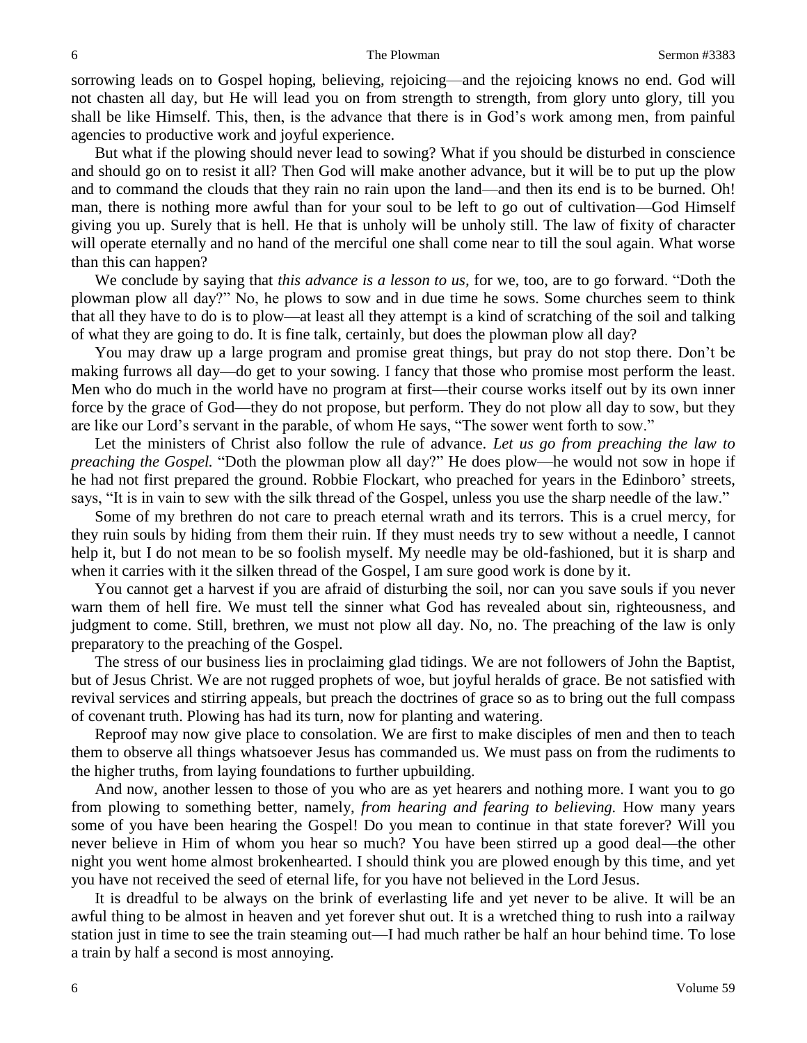sorrowing leads on to Gospel hoping, believing, rejoicing—and the rejoicing knows no end. God will not chasten all day, but He will lead you on from strength to strength, from glory unto glory, till you shall be like Himself. This, then, is the advance that there is in God's work among men, from painful agencies to productive work and joyful experience.

But what if the plowing should never lead to sowing? What if you should be disturbed in conscience and should go on to resist it all? Then God will make another advance, but it will be to put up the plow and to command the clouds that they rain no rain upon the land—and then its end is to be burned. Oh! man, there is nothing more awful than for your soul to be left to go out of cultivation—God Himself giving you up. Surely that is hell. He that is unholy will be unholy still. The law of fixity of character will operate eternally and no hand of the merciful one shall come near to till the soul again. What worse than this can happen?

We conclude by saying that *this advance is a lesson to us,* for we, too, are to go forward. "Doth the plowman plow all day?" No, he plows to sow and in due time he sows. Some churches seem to think that all they have to do is to plow—at least all they attempt is a kind of scratching of the soil and talking of what they are going to do. It is fine talk, certainly, but does the plowman plow all day?

You may draw up a large program and promise great things, but pray do not stop there. Don't be making furrows all day—do get to your sowing. I fancy that those who promise most perform the least. Men who do much in the world have no program at first—their course works itself out by its own inner force by the grace of God—they do not propose, but perform. They do not plow all day to sow, but they are like our Lord's servant in the parable, of whom He says, "The sower went forth to sow."

Let the ministers of Christ also follow the rule of advance. *Let us go from preaching the law to preaching the Gospel.* "Doth the plowman plow all day?" He does plow—he would not sow in hope if he had not first prepared the ground. Robbie Flockart, who preached for years in the Edinboro' streets, says, "It is in vain to sew with the silk thread of the Gospel, unless you use the sharp needle of the law."

Some of my brethren do not care to preach eternal wrath and its terrors. This is a cruel mercy, for they ruin souls by hiding from them their ruin. If they must needs try to sew without a needle, I cannot help it, but I do not mean to be so foolish myself. My needle may be old-fashioned, but it is sharp and when it carries with it the silken thread of the Gospel, I am sure good work is done by it.

You cannot get a harvest if you are afraid of disturbing the soil, nor can you save souls if you never warn them of hell fire. We must tell the sinner what God has revealed about sin, righteousness, and judgment to come. Still, brethren, we must not plow all day. No, no. The preaching of the law is only preparatory to the preaching of the Gospel.

The stress of our business lies in proclaiming glad tidings. We are not followers of John the Baptist, but of Jesus Christ. We are not rugged prophets of woe, but joyful heralds of grace. Be not satisfied with revival services and stirring appeals, but preach the doctrines of grace so as to bring out the full compass of covenant truth. Plowing has had its turn, now for planting and watering.

Reproof may now give place to consolation. We are first to make disciples of men and then to teach them to observe all things whatsoever Jesus has commanded us. We must pass on from the rudiments to the higher truths, from laying foundations to further upbuilding.

And now, another lessen to those of you who are as yet hearers and nothing more. I want you to go from plowing to something better, namely, *from hearing and fearing to believing.* How many years some of you have been hearing the Gospel! Do you mean to continue in that state forever? Will you never believe in Him of whom you hear so much? You have been stirred up a good deal—the other night you went home almost brokenhearted. I should think you are plowed enough by this time, and yet you have not received the seed of eternal life, for you have not believed in the Lord Jesus.

It is dreadful to be always on the brink of everlasting life and yet never to be alive. It will be an awful thing to be almost in heaven and yet forever shut out. It is a wretched thing to rush into a railway station just in time to see the train steaming out—I had much rather be half an hour behind time. To lose a train by half a second is most annoying.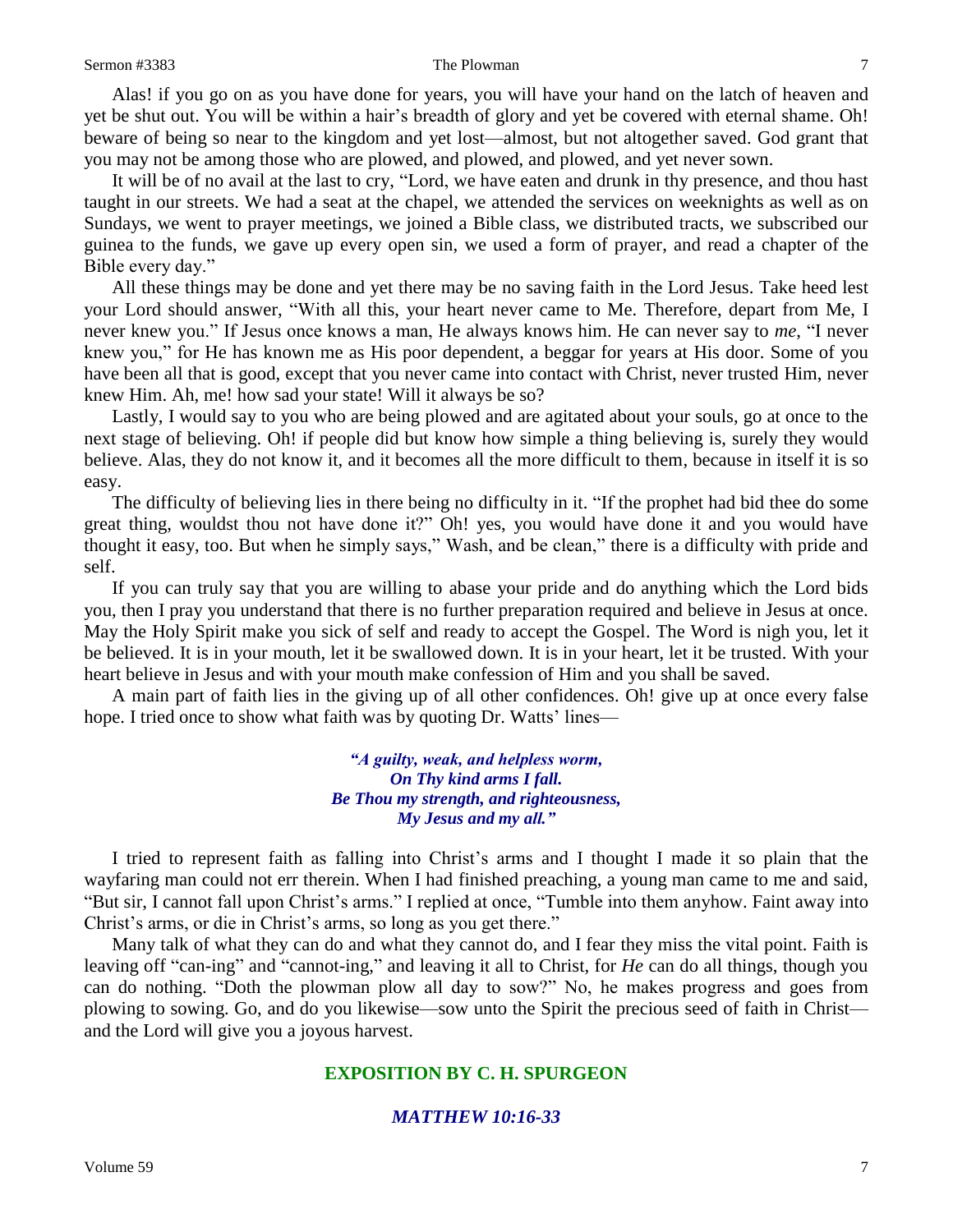Alas! if you go on as you have done for years, you will have your hand on the latch of heaven and yet be shut out. You will be within a hair's breadth of glory and yet be covered with eternal shame. Oh! beware of being so near to the kingdom and yet lost—almost, but not altogether saved. God grant that you may not be among those who are plowed, and plowed, and plowed, and yet never sown.

It will be of no avail at the last to cry, "Lord, we have eaten and drunk in thy presence, and thou hast taught in our streets. We had a seat at the chapel, we attended the services on weeknights as well as on Sundays, we went to prayer meetings, we joined a Bible class, we distributed tracts, we subscribed our guinea to the funds, we gave up every open sin, we used a form of prayer, and read a chapter of the Bible every day."

All these things may be done and yet there may be no saving faith in the Lord Jesus. Take heed lest your Lord should answer, "With all this, your heart never came to Me. Therefore, depart from Me, I never knew you." If Jesus once knows a man, He always knows him. He can never say to *me*, "I never knew you," for He has known me as His poor dependent, a beggar for years at His door. Some of you have been all that is good, except that you never came into contact with Christ, never trusted Him, never knew Him. Ah, me! how sad your state! Will it always be so?

Lastly, I would say to you who are being plowed and are agitated about your souls, go at once to the next stage of believing. Oh! if people did but know how simple a thing believing is, surely they would believe. Alas, they do not know it, and it becomes all the more difficult to them, because in itself it is so easy.

The difficulty of believing lies in there being no difficulty in it. "If the prophet had bid thee do some great thing, wouldst thou not have done it?" Oh! yes, you would have done it and you would have thought it easy, too. But when he simply says," Wash, and be clean," there is a difficulty with pride and self.

If you can truly say that you are willing to abase your pride and do anything which the Lord bids you, then I pray you understand that there is no further preparation required and believe in Jesus at once. May the Holy Spirit make you sick of self and ready to accept the Gospel. The Word is nigh you, let it be believed. It is in your mouth, let it be swallowed down. It is in your heart, let it be trusted. With your heart believe in Jesus and with your mouth make confession of Him and you shall be saved.

A main part of faith lies in the giving up of all other confidences. Oh! give up at once every false hope. I tried once to show what faith was by quoting Dr. Watts' lines—

> ***"A guilty, weak, and helpless worm,***
> ***On Thy kind arms I fall.***
> ***Be Thou my strength, and righteousness,***
> ***My Jesus and my all."***

I tried to represent faith as falling into Christ's arms and I thought I made it so plain that the wayfaring man could not err therein. When I had finished preaching, a young man came to me and said, "But sir, I cannot fall upon Christ's arms." I replied at once, "Tumble into them anyhow. Faint away into Christ's arms, or die in Christ's arms, so long as you get there."

Many talk of what they can do and what they cannot do, and I fear they miss the vital point. Faith is leaving off "can-ing" and "cannot-ing," and leaving it all to Christ, for *He* can do all things, though you can do nothing. "Doth the plowman plow all day to sow?" No, he makes progress and goes from plowing to sowing. Go, and do you likewise—sow unto the Spirit the precious seed of faith in Christ—and the Lord will give you a joyous harvest.

## EXPOSITION BY C. H. SPURGEON

### *MATTHEW 10:16-33*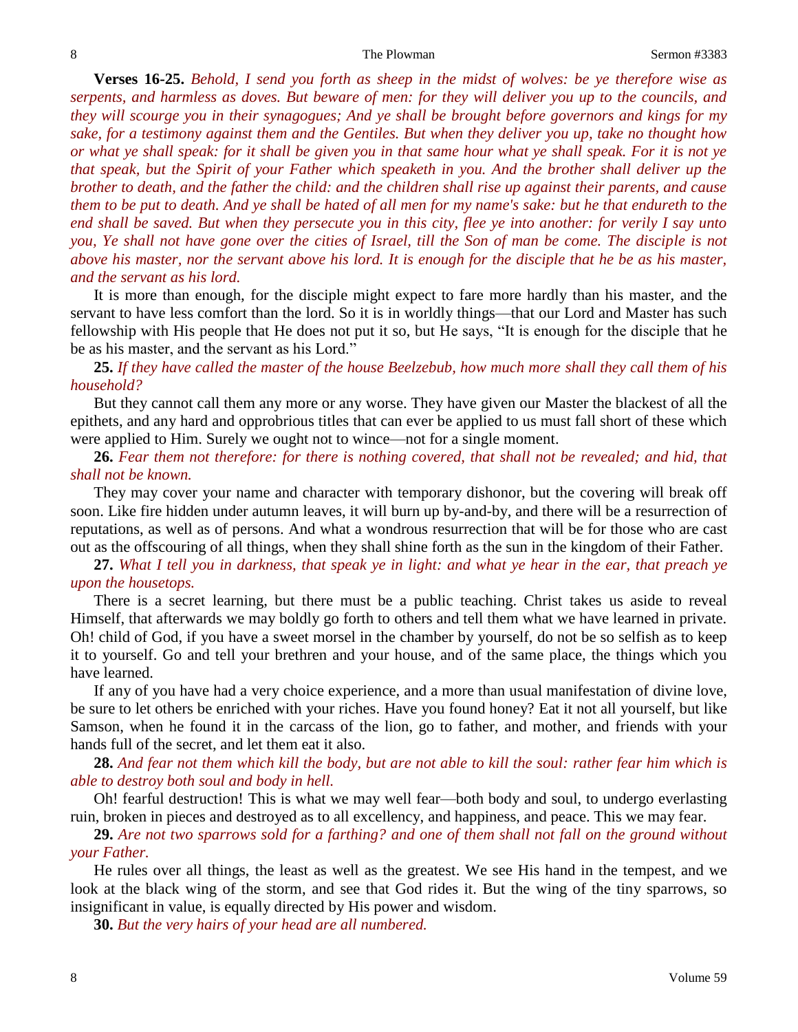**Verses 16-25.** *Behold, I send you forth as sheep in the midst of wolves: be ye therefore wise as serpents, and harmless as doves. But beware of men: for they will deliver you up to the councils, and they will scourge you in their synagogues; And ye shall be brought before governors and kings for my sake, for a testimony against them and the Gentiles. But when they deliver you up, take no thought how or what ye shall speak: for it shall be given you in that same hour what ye shall speak. For it is not ye that speak, but the Spirit of your Father which speaketh in you. And the brother shall deliver up the brother to death, and the father the child: and the children shall rise up against their parents, and cause them to be put to death. And ye shall be hated of all men for my name's sake: but he that endureth to the end shall be saved. But when they persecute you in this city, flee ye into another: for verily I say unto you, Ye shall not have gone over the cities of Israel, till the Son of man be come. The disciple is not above his master, nor the servant above his lord. It is enough for the disciple that he be as his master, and the servant as his lord.*

It is more than enough, for the disciple might expect to fare more hardly than his master, and the servant to have less comfort than the lord. So it is in worldly things—that our Lord and Master has such fellowship with His people that He does not put it so, but He says, "It is enough for the disciple that he be as his master, and the servant as his Lord."

**25.** *If they have called the master of the house Beelzebub, how much more shall they call them of his household?*

But they cannot call them any more or any worse. They have given our Master the blackest of all the epithets, and any hard and opprobrious titles that can ever be applied to us must fall short of these which were applied to Him. Surely we ought not to wince—not for a single moment.

**26.** *Fear them not therefore: for there is nothing covered, that shall not be revealed; and hid, that shall not be known.*

They may cover your name and character with temporary dishonor, but the covering will break off soon. Like fire hidden under autumn leaves, it will burn up by-and-by, and there will be a resurrection of reputations, as well as of persons. And what a wondrous resurrection that will be for those who are cast out as the offscouring of all things, when they shall shine forth as the sun in the kingdom of their Father.

**27.** *What I tell you in darkness, that speak ye in light: and what ye hear in the ear, that preach ye upon the housetops.*

There is a secret learning, but there must be a public teaching. Christ takes us aside to reveal Himself, that afterwards we may boldly go forth to others and tell them what we have learned in private. Oh! child of God, if you have a sweet morsel in the chamber by yourself, do not be so selfish as to keep it to yourself. Go and tell your brethren and your house, and of the same place, the things which you have learned.

If any of you have had a very choice experience, and a more than usual manifestation of divine love, be sure to let others be enriched with your riches. Have you found honey? Eat it not all yourself, but like Samson, when he found it in the carcass of the lion, go to father, and mother, and friends with your hands full of the secret, and let them eat it also.

**28.** *And fear not them which kill the body, but are not able to kill the soul: rather fear him which is able to destroy both soul and body in hell.*

Oh! fearful destruction! This is what we may well fear—both body and soul, to undergo everlasting ruin, broken in pieces and destroyed as to all excellency, and happiness, and peace. This we may fear.

**29.** *Are not two sparrows sold for a farthing? and one of them shall not fall on the ground without your Father.*

He rules over all things, the least as well as the greatest. We see His hand in the tempest, and we look at the black wing of the storm, and see that God rides it. But the wing of the tiny sparrows, so insignificant in value, is equally directed by His power and wisdom.

**30.** *But the very hairs of your head are all numbered.*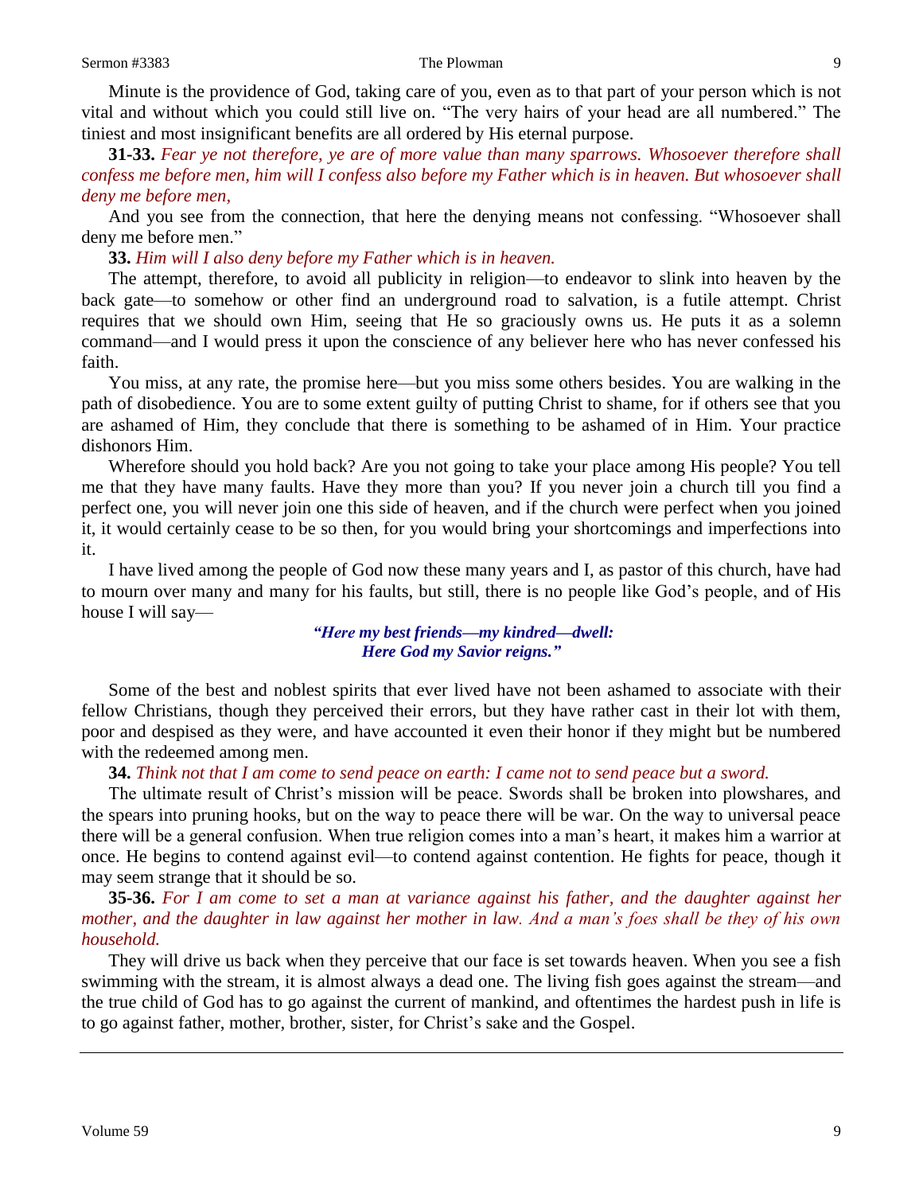Minute is the providence of God, taking care of you, even as to that part of your person which is not vital and without which you could still live on. "The very hairs of your head are all numbered." The tiniest and most insignificant benefits are all ordered by His eternal purpose.

**31-33.** *Fear ye not therefore, ye are of more value than many sparrows. Whosoever therefore shall confess me before men, him will I confess also before my Father which is in heaven. But whosoever shall deny me before men,*

And you see from the connection, that here the denying means not confessing. "Whosoever shall deny me before men."

**33.** *Him will I also deny before my Father which is in heaven.*

The attempt, therefore, to avoid all publicity in religion—to endeavor to slink into heaven by the back gate—to somehow or other find an underground road to salvation, is a futile attempt. Christ requires that we should own Him, seeing that He so graciously owns us. He puts it as a solemn command—and I would press it upon the conscience of any believer here who has never confessed his faith.

You miss, at any rate, the promise here—but you miss some others besides. You are walking in the path of disobedience. You are to some extent guilty of putting Christ to shame, for if others see that you are ashamed of Him, they conclude that there is something to be ashamed of in Him. Your practice dishonors Him.

Wherefore should you hold back? Are you not going to take your place among His people? You tell me that they have many faults. Have they more than you? If you never join a church till you find a perfect one, you will never join one this side of heaven, and if the church were perfect when you joined it, it would certainly cease to be so then, for you would bring your shortcomings and imperfections into it.

I have lived among the people of God now these many years and I, as pastor of this church, have had to mourn over many and many for his faults, but still, there is no people like God's people, and of His house I will say—

> ***"Here my best friends—my kindred—dwell:***
> ***Here God my Savior reigns."***

Some of the best and noblest spirits that ever lived have not been ashamed to associate with their fellow Christians, though they perceived their errors, but they have rather cast in their lot with them, poor and despised as they were, and have accounted it even their honor if they might but be numbered with the redeemed among men.

**34.** *Think not that I am come to send peace on earth: I came not to send peace but a sword.*

The ultimate result of Christ's mission will be peace. Swords shall be broken into plowshares, and the spears into pruning hooks, but on the way to peace there will be war. On the way to universal peace there will be a general confusion. When true religion comes into a man's heart, it makes him a warrior at once. He begins to contend against evil—to contend against contention. He fights for peace, though it may seem strange that it should be so.

**35-36.** *For I am come to set a man at variance against his father, and the daughter against her mother, and the daughter in law against her mother in law. And a man's foes shall be they of his own household.*

They will drive us back when they perceive that our face is set towards heaven. When you see a fish swimming with the stream, it is almost always a dead one. The living fish goes against the stream—and the true child of God has to go against the current of mankind, and oftentimes the hardest push in life is to go against father, mother, brother, sister, for Christ's sake and the Gospel.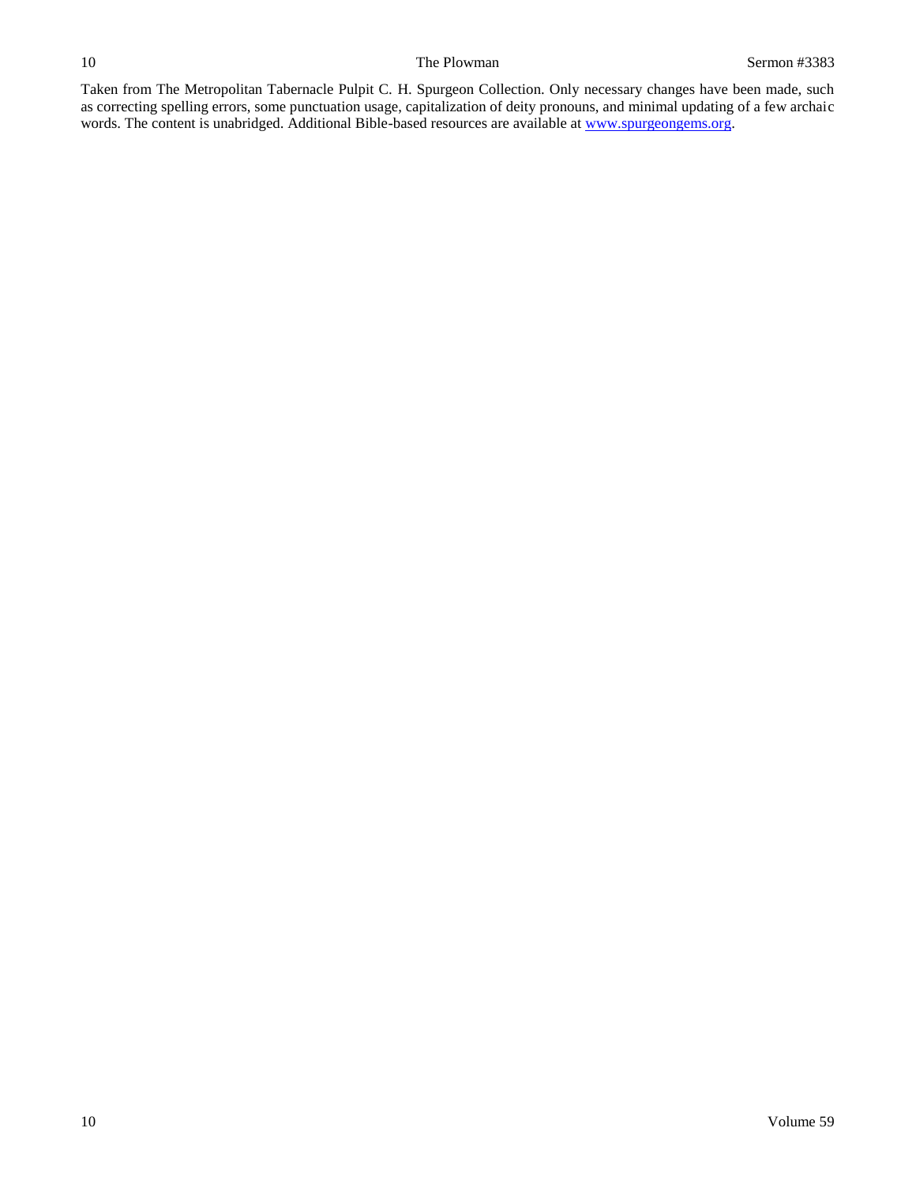Taken from The Metropolitan Tabernacle Pulpit C. H. Spurgeon Collection. Only necessary changes have been made, such as correcting spelling errors, some punctuation usage, capitalization of deity pronouns, and minimal updating of a few archaic words. The content is unabridged. Additional Bible-based resources are available at [www.spurgeongems.org](http://www.spurgeongems.org).